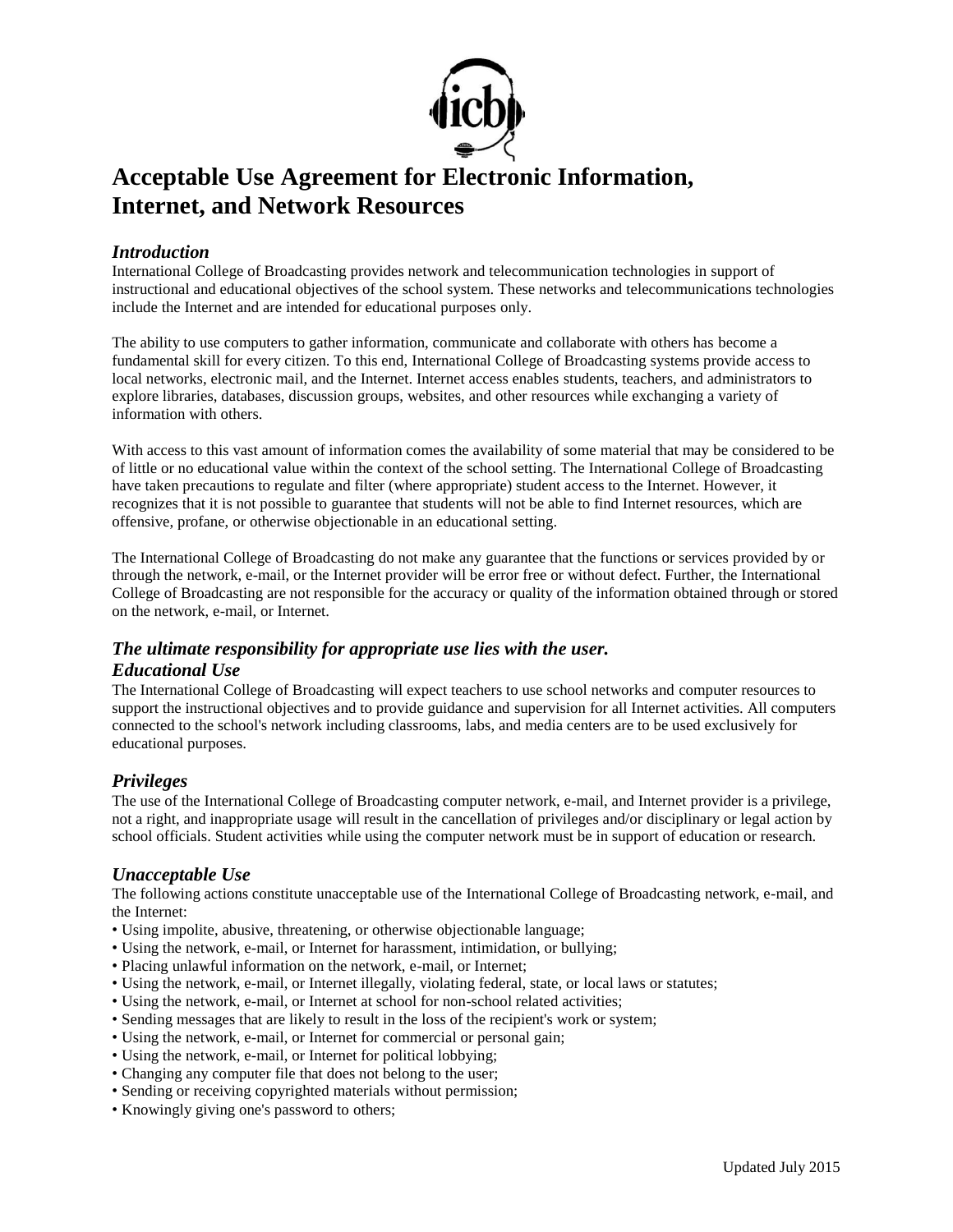# Acceptable Use Agreement for Electronic Information, Internet, and Network Resources

### *Introduction*

International College of Broadcasting provides network and telecommunication technologies in support of instructional and educational objectives of the school system. These networks and telecommunications technologies include the Internet and are intended for educational purposes only.

The ability to use computers to gather information, communicate and collaborate with others has become a fundamental skill for every citizen. To this end, International College of Broadcasting systems provide access to local networks, electronic mail, and the Internet. Internet access enables students, teachers, and administrators to explore libraries, databases, discussion groups, websites, and other resources while exchanging a variety of information with others.

With access to this vast amount of information comes the availability of some material that may be considered to be of little or no educational value within the context of the school setting. The International College of Broadcasting have taken precautions to regulate and filter (where appropriate) student access to the Internet. However, it recognizes that it is not possible to guarantee that students will not be able to find Internet resources, which are offensive, profane, or otherwise objectionable in an educational setting.

The International College of Broadcasting do not make any guarantee that the functions or services provided by or through the network, e-mail, or the Internet provider will be error free or without defect. Further, the International College of Broadcasting are not responsible for the accuracy or quality of the information obtained through or stored on the network, e-mail, or Internet.

### *The ultimate responsibility for appropriate use lies with the user.*

### *Educational Use*

The International College of Broadcasting will expect teachers to use school networks and computer resources to support the instructional objectives and to provide guidance and supervision for all Internet activities. All computers connected to the school's network including classrooms, labs, and media centers are to be used exclusively for educational purposes.

### *Privileges*

The use of the International College of Broadcasting computer network, e-mail, and Internet provider is a privilege, not a right, and inappropriate usage will result in the cancellation of privileges and/or disciplinary or legal action by school officials. Student activities while using the computer network must be in support of education or research.

### *Unacceptable Use*

The following actions constitute unacceptable use of the International College of Broadcasting network, e-mail, and the Internet:

- Using impolite, abusive, threatening, or otherwise objectionable language;
- Using the network, e-mail, or Internet for harassment, intimidation, or bullying;
- Placing unlawful information on the network, e-mail, or Internet;
- Using the network, e-mail, or Internet illegally, violating federal, state, or local laws or statutes;
- Using the network, e-mail, or Internet at school for non-school related activities;
- Sending messages that are likely to result in the loss of the recipient's work or system;
- Using the network, e-mail, or Internet for commercial or personal gain;
- Using the network, e-mail, or Internet for political lobbying;
- Changing any computer file that does not belong to the user;
- Sending or receiving copyrighted materials without permission;
- Knowingly giving one's password to others;

Updated July 2015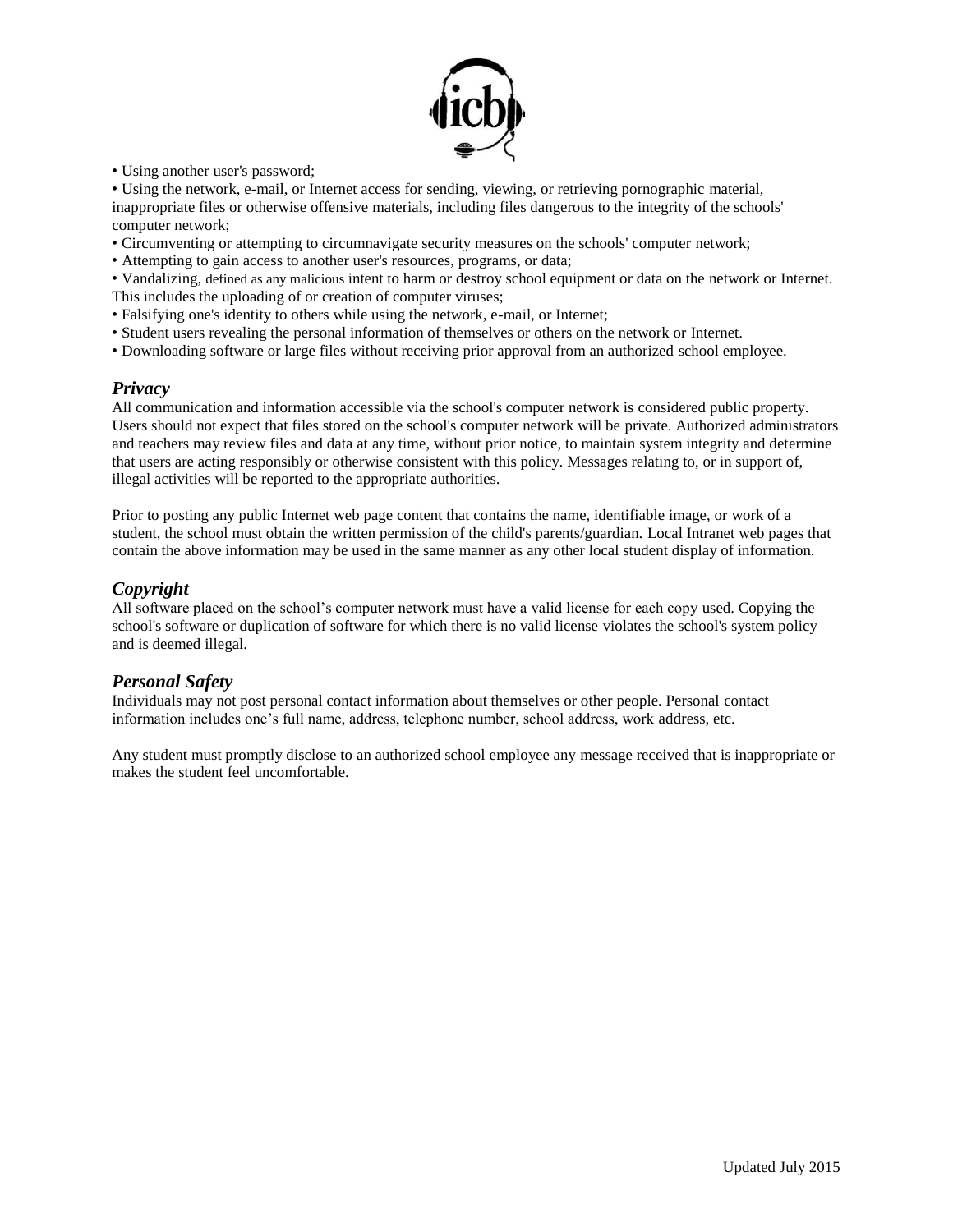- Using another user's password;
- Using the network, e-mail, or Internet access for sending, viewing, or retrieving pornographic material, inappropriate files or otherwise offensive materials, including files dangerous to the integrity of the schools' computer network;
- Circumventing or attempting to circumnavigate security measures on the schools' computer network;
- Attempting to gain access to another user's resources, programs, or data;
- Vandalizing, defined as any malicious intent to harm or destroy school equipment or data on the network or Internet. This includes the uploading of or creation of computer viruses;
- Falsifying one's identity to others while using the network, e-mail, or Internet;
- Student users revealing the personal information of themselves or others on the network or Internet.
- Downloading software or large files without receiving prior approval from an authorized school employee.

## *Privacy*

All communication and information accessible via the school's computer network is considered public property. Users should not expect that files stored on the school's computer network will be private. Authorized administrators and teachers may review files and data at any time, without prior notice, to maintain system integrity and determine that users are acting responsibly or otherwise consistent with this policy. Messages relating to, or in support of, illegal activities will be reported to the appropriate authorities.

Prior to posting any public Internet web page content that contains the name, identifiable image, or work of a student, the school must obtain the written permission of the child's parents/guardian. Local Intranet web pages that contain the above information may be used in the same manner as any other local student display of information.

## *Copyright*

All software placed on the school's computer network must have a valid license for each copy used. Copying the school's software or duplication of software for which there is no valid license violates the school's system policy and is deemed illegal.

## *Personal Safety*

Individuals may not post personal contact information about themselves or other people. Personal contact information includes one's full name, address, telephone number, school address, work address, etc.

Any student must promptly disclose to an authorized school employee any message received that is inappropriate or makes the student feel uncomfortable.

Updated July 2015